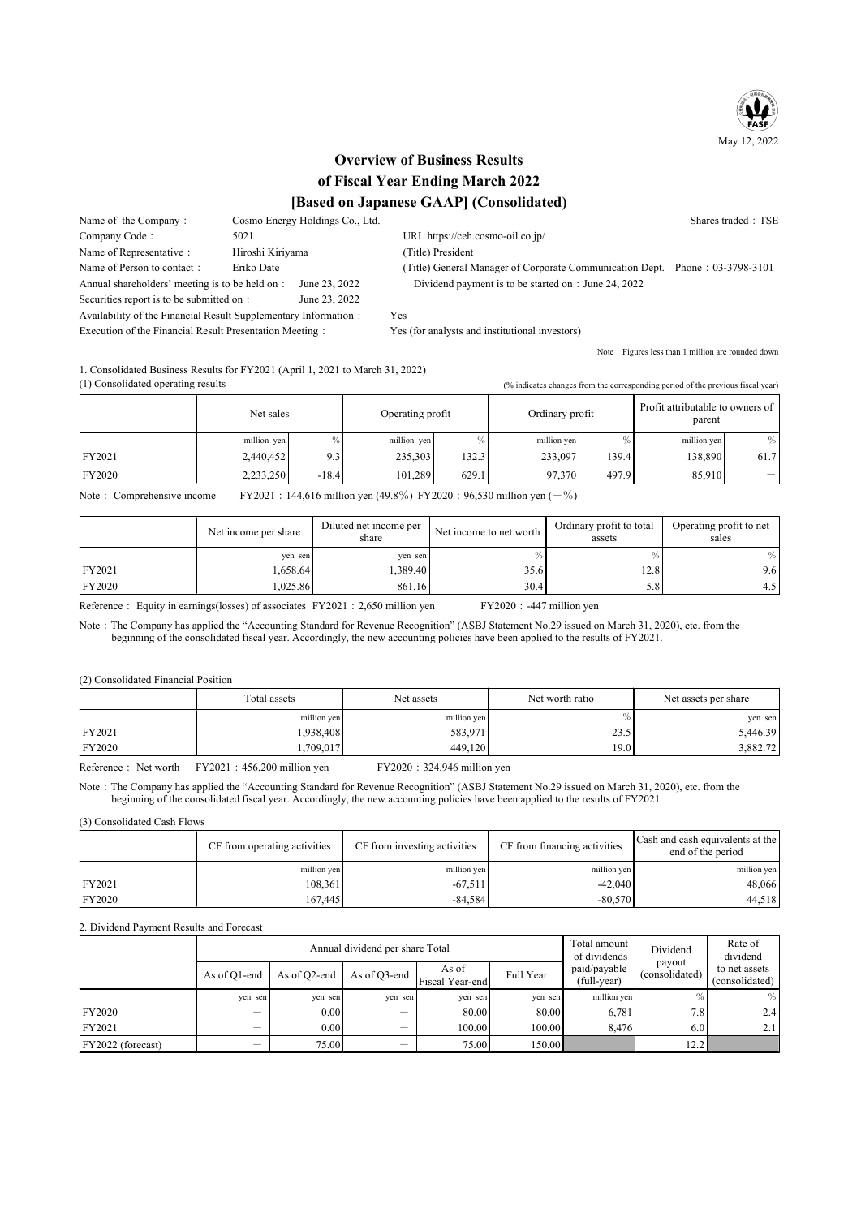May 12, 2022

# Overview of Business Results
# of Fiscal Year Ending March 2022
# [Based on Japanese GAAP] (Consolidated)

Name of the Company： Cosmo Energy Holdings Co., Ltd. Shares traded：TSE

Company Code： 5021 URL https://ceh.cosmo-oil.co.jp/

Name of Representative： Hiroshi Kiriyama (Title) President

Name of Person to contact： Eriko Date (Title) General Manager of Corporate Communication Dept. Phone：03-3798-3101

Annual shareholders' meeting is to be held on： June 23, 2022 Dividend payment is to be started on：June 24, 2022

Securities report is to be submitted on： June 23, 2022

Availability of the Financial Result Supplementary Information： Yes

Execution of the Financial Result Presentation Meeting： Yes (for analysts and institutional investors)

Note：Figures less than 1 million are rounded down

1. Consolidated Business Results for FY2021 (April 1, 2021 to March 31, 2022)

(1) Consolidated operating results

(% indicates changes from the corresponding period of the previous fiscal year)

| | Net sales | | Operating profit | | Ordinary profit | | Profit attributable to owners of parent | |
|---|---|---|---|---|---|---|---|---|
| | million yen | % | million yen | % | million yen | % | million yen | % |
| FY2021 | 2,440,452 | 9.3 | 235,303 | 132.3 | 233,097 | 139.4 | 138,890 | 61.7 |
| FY2020 | 2,233,250 | -18.4 | 101,289 | 629.1 | 97,370 | 497.9 | 85,910 | － |

Note： Comprehensive income FY2021：144,616 million yen (49.8%) FY2020：96,530 million yen (－%)

| | Net income per share | Diluted net income per share | Net income to net worth | Ordinary profit to total assets | Operating profit to net sales |
|---|---|---|---|---|---|
| | yen sen | yen sen | % | % | % |
| FY2021 | 1,658.64 | 1,389.40 | 35.6 | 12.8 | 9.6 |
| FY2020 | 1,025.86 | 861.16 | 30.4 | 5.8 | 4.5 |

Reference： Equity in earnings(losses) of associates FY2021：2,650 million yen FY2020：-447 million yen

Note：The Company has applied the "Accounting Standard for Revenue Recognition" (ASBJ Statement No.29 issued on March 31, 2020), etc. from the beginning of the consolidated fiscal year. Accordingly, the new accounting policies have been applied to the results of FY2021.

(2) Consolidated Financial Position

| | Total assets | Net assets | Net worth ratio | Net assets per share |
|---|---|---|---|---|
| | million yen | million yen | % | yen sen |
| FY2021 | 1,938,408 | 583,971 | 23.5 | 5,446.39 |
| FY2020 | 1,709,017 | 449,120 | 19.0 | 3,882.72 |

Reference： Net worth FY2021：456,200 million yen FY2020：324,946 million yen

Note：The Company has applied the "Accounting Standard for Revenue Recognition" (ASBJ Statement No.29 issued on March 31, 2020), etc. from the beginning of the consolidated fiscal year. Accordingly, the new accounting policies have been applied to the results of FY2021.

(3) Consolidated Cash Flows

| | CF from operating activities | CF from investing activities | CF from financing activities | Cash and cash equivalents at the end of the period |
|---|---|---|---|---|
| | million yen | million yen | million yen | million yen |
| FY2021 | 108,361 | -67,511 | -42,040 | 48,066 |
| FY2020 | 167,445 | -84,584 | -80,570 | 44,518 |

2. Dividend Payment Results and Forecast

| | Annual dividend per share Total | | | | | Total amount of dividends paid/payable (full-year) | Dividend payout (consolidated) | Rate of dividend to net assets (consolidated) |
|---|---|---|---|---|---|---|---|---|
| | As of Q1-end | As of Q2-end | As of Q3-end | As of Fiscal Year-end | Full Year | | | |
| | yen sen | yen sen | yen sen | yen sen | yen sen | million yen | % | % |
| FY2020 | － | 0.00 | － | 80.00 | 80.00 | 6,781 | 7.8 | 2.4 |
| FY2021 | － | 0.00 | － | 100.00 | 100.00 | 8,476 | 6.0 | 2.1 |
| FY2022 (forecast) | － | 75.00 | － | 75.00 | 150.00 | | 12.2 | |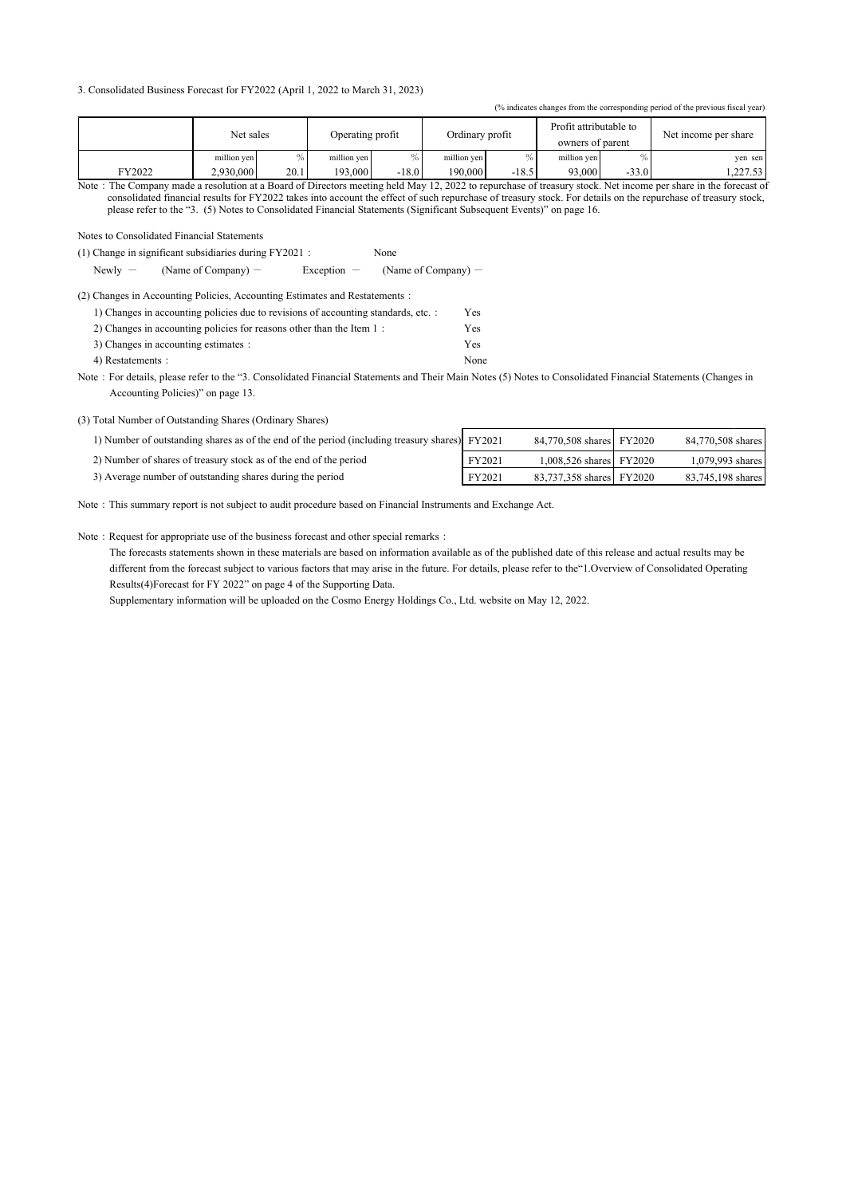3. Consolidated Business Forecast for FY2022 (April 1, 2022 to March 31, 2023)

(% indicates changes from the corresponding period of the previous fiscal year)

| | Net sales | | Operating profit | | Ordinary profit | | Profit attributable to owners of parent | | Net income per share |
|---|---|---|---|---|---|---|---|---|---|
| | million yen | % | million yen | % | million yen | % | million yen | % | yen sen |
| FY2022 | 2,930,000 | 20.1 | 193,000 | -18.0 | 190,000 | -18.5 | 93,000 | -33.0 | 1,227.53 |

Note：The Company made a resolution at a Board of Directors meeting held May 12, 2022 to repurchase of treasury stock. Net income per share in the forecast of consolidated financial results for FY2022 takes into account the effect of such repurchase of treasury stock. For details on the repurchase of treasury stock, please refer to the "3. (5) Notes to Consolidated Financial Statements (Significant Subsequent Events)" on page 16.

Notes to Consolidated Financial Statements

(1) Change in significant subsidiaries during FY2021： None

Newly － (Name of Company) － Exception － (Name of Company) －

(2) Changes in Accounting Policies, Accounting Estimates and Restatements：

1) Changes in accounting policies due to revisions of accounting standards, etc.： Yes

2) Changes in accounting policies for reasons other than the Item 1： Yes

3) Changes in accounting estimates： Yes

4) Restatements： None

Note：For details, please refer to the "3. Consolidated Financial Statements and Their Main Notes (5) Notes to Consolidated Financial Statements (Changes in Accounting Policies)" on page 13.

(3) Total Number of Outstanding Shares (Ordinary Shares)

| | | | | |
|---|---|---|---|---|
| 1) Number of outstanding shares as of the end of the period (including treasury shares) | FY2021 | 84,770,508 shares | FY2020 | 84,770,508 shares |
| 2) Number of shares of treasury stock as of the end of the period | FY2021 | 1,008,526 shares | FY2020 | 1,079,993 shares |
| 3) Average number of outstanding shares during the period | FY2021 | 83,737,358 shares | FY2020 | 83,745,198 shares |

Note：This summary report is not subject to audit procedure based on Financial Instruments and Exchange Act.

Note：Request for appropriate use of the business forecast and other special remarks：

The forecasts statements shown in these materials are based on information available as of the published date of this release and actual results may be different from the forecast subject to various factors that may arise in the future. For details, please refer to the"1.Overview of Consolidated Operating Results(4)Forecast for FY 2022" on page 4 of the Supporting Data.

Supplementary information will be uploaded on the Cosmo Energy Holdings Co., Ltd. website on May 12, 2022.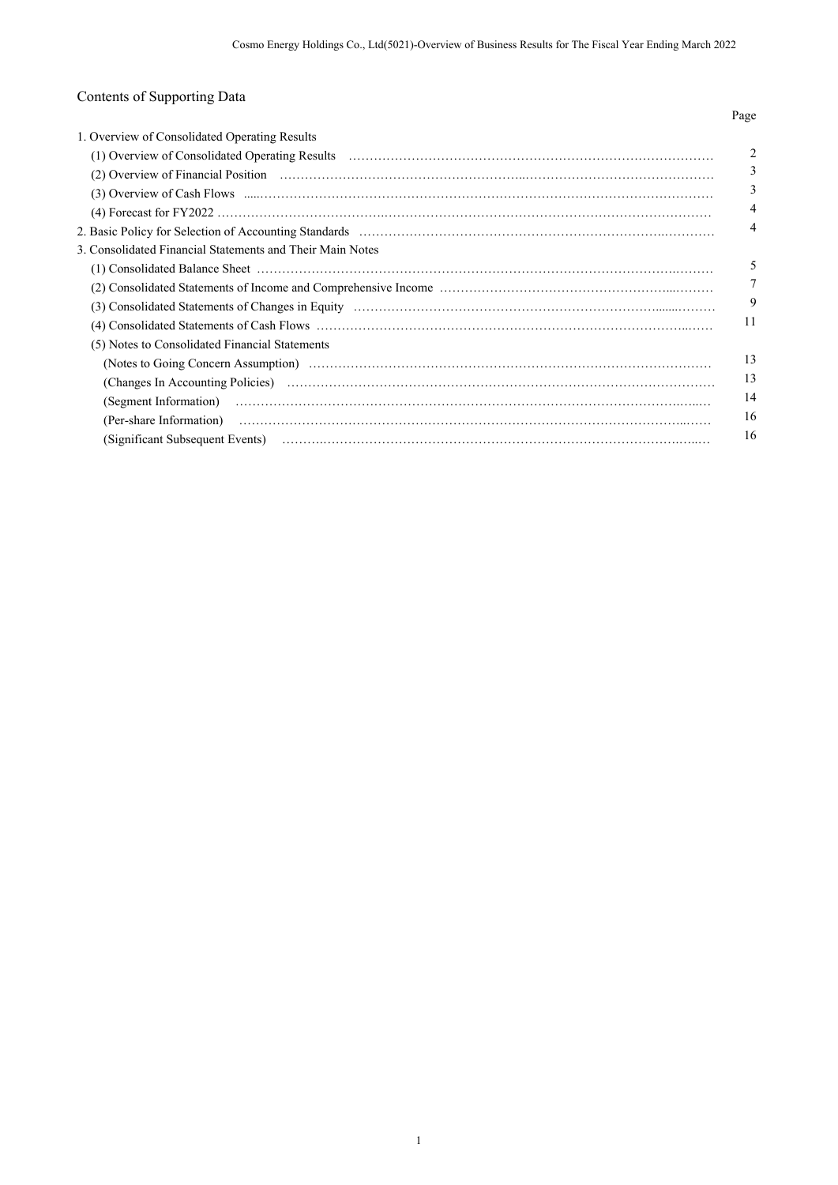## Contents of Supporting Data

| | Page |
|---|---|
| 1. Overview of Consolidated Operating Results | |
| (1) Overview of Consolidated Operating Results | 2 |
| (2) Overview of Financial Position | 3 |
| (3) Overview of Cash Flows | 3 |
| (4) Forecast for FY2022 | 4 |
| 2. Basic Policy for Selection of Accounting Standards | 4 |
| 3. Consolidated Financial Statements and Their Main Notes | |
| (1) Consolidated Balance Sheet | 5 |
| (2) Consolidated Statements of Income and Comprehensive Income | 7 |
| (3) Consolidated Statements of Changes in Equity | 9 |
| (4) Consolidated Statements of Cash Flows | 11 |
| (5) Notes to Consolidated Financial Statements | |
| (Notes to Going Concern Assumption) | 13 |
| (Changes In Accounting Policies) | 13 |
| (Segment Information) | 14 |
| (Per-share Information) | 16 |
| (Significant Subsequent Events) | 16 |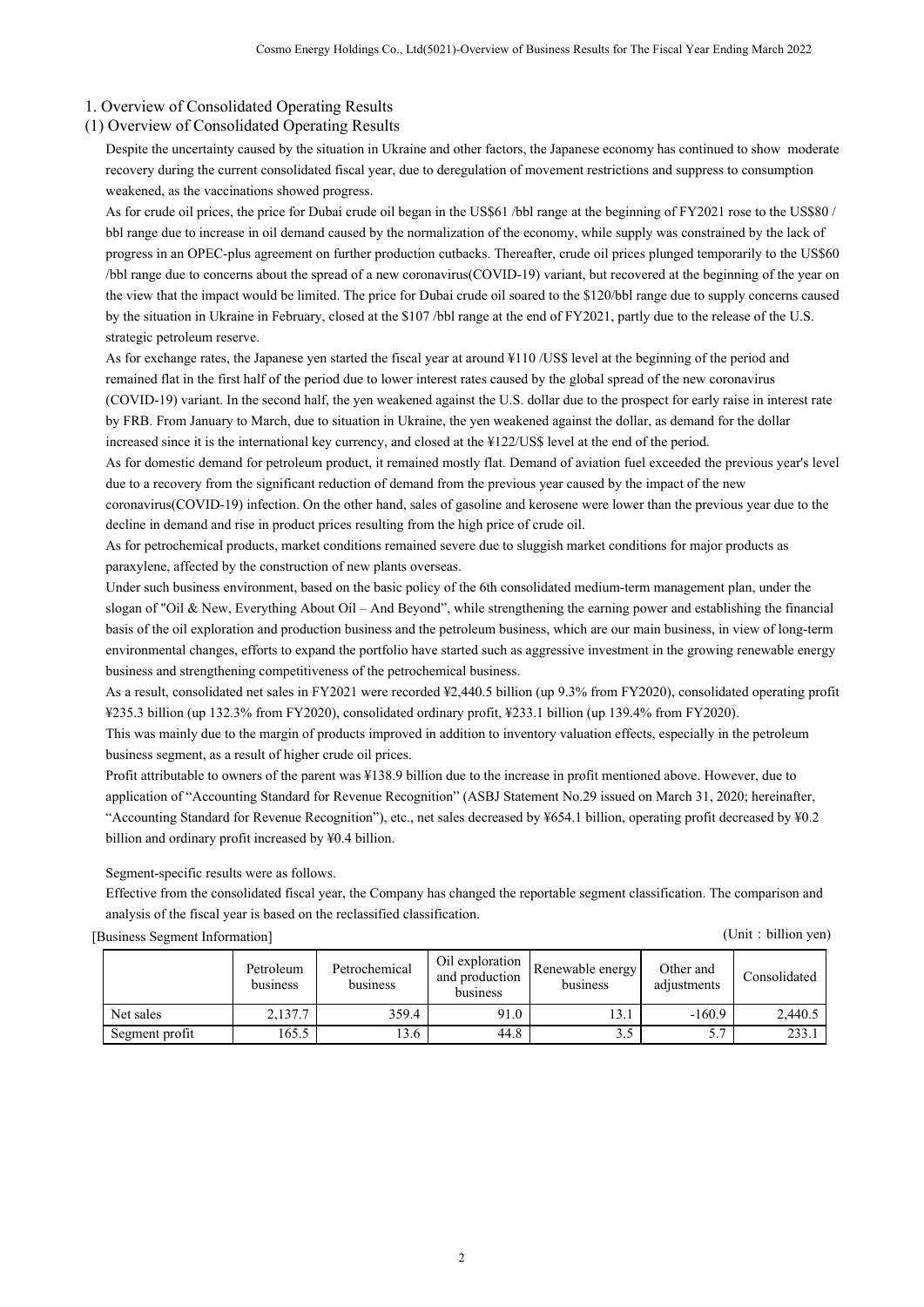## 1. Overview of Consolidated Operating Results

### (1) Overview of Consolidated Operating Results

Despite the uncertainty caused by the situation in Ukraine and other factors, the Japanese economy has continued to show moderate recovery during the current consolidated fiscal year, due to deregulation of movement restrictions and suppress to consumption weakened, as the vaccinations showed progress.

As for crude oil prices, the price for Dubai crude oil began in the US$61 /bbl range at the beginning of FY2021 rose to the US$80 / bbl range due to increase in oil demand caused by the normalization of the economy, while supply was constrained by the lack of progress in an OPEC-plus agreement on further production cutbacks. Thereafter, crude oil prices plunged temporarily to the US$60 /bbl range due to concerns about the spread of a new coronavirus(COVID-19) variant, but recovered at the beginning of the year on the view that the impact would be limited. The price for Dubai crude oil soared to the $120/bbl range due to supply concerns caused by the situation in Ukraine in February, closed at the $107 /bbl range at the end of FY2021, partly due to the release of the U.S. strategic petroleum reserve.

As for exchange rates, the Japanese yen started the fiscal year at around ¥110 /US$ level at the beginning of the period and remained flat in the first half of the period due to lower interest rates caused by the global spread of the new coronavirus (COVID-19) variant. In the second half, the yen weakened against the U.S. dollar due to the prospect for early raise in interest rate by FRB. From January to March, due to situation in Ukraine, the yen weakened against the dollar, as demand for the dollar increased since it is the international key currency, and closed at the ¥122/US$ level at the end of the period.

As for domestic demand for petroleum product, it remained mostly flat. Demand of aviation fuel exceeded the previous year's level due to a recovery from the significant reduction of demand from the previous year caused by the impact of the new coronavirus(COVID-19) infection. On the other hand, sales of gasoline and kerosene were lower than the previous year due to the decline in demand and rise in product prices resulting from the high price of crude oil.

As for petrochemical products, market conditions remained severe due to sluggish market conditions for major products as paraxylene, affected by the construction of new plants overseas.

Under such business environment, based on the basic policy of the 6th consolidated medium-term management plan, under the slogan of "Oil & New, Everything About Oil – And Beyond", while strengthening the earning power and establishing the financial basis of the oil exploration and production business and the petroleum business, which are our main business, in view of long-term environmental changes, efforts to expand the portfolio have started such as aggressive investment in the growing renewable energy business and strengthening competitiveness of the petrochemical business.

As a result, consolidated net sales in FY2021 were recorded ¥2,440.5 billion (up 9.3% from FY2020), consolidated operating profit ¥235.3 billion (up 132.3% from FY2020), consolidated ordinary profit, ¥233.1 billion (up 139.4% from FY2020).

This was mainly due to the margin of products improved in addition to inventory valuation effects, especially in the petroleum business segment, as a result of higher crude oil prices.

Profit attributable to owners of the parent was ¥138.9 billion due to the increase in profit mentioned above. However, due to application of "Accounting Standard for Revenue Recognition" (ASBJ Statement No.29 issued on March 31, 2020; hereinafter, "Accounting Standard for Revenue Recognition"), etc., net sales decreased by ¥654.1 billion, operating profit decreased by ¥0.2 billion and ordinary profit increased by ¥0.4 billion.

Segment-specific results were as follows.

Effective from the consolidated fiscal year, the Company has changed the reportable segment classification. The comparison and analysis of the fiscal year is based on the reclassified classification.

[Business Segment Information] (Unit：billion yen)

| | Petroleum business | Petrochemical business | Oil exploration and production business | Renewable energy business | Other and adjustments | Consolidated |
|---|---|---|---|---|---|---|
| Net sales | 2,137.7 | 359.4 | 91.0 | 13.1 | -160.9 | 2,440.5 |
| Segment profit | 165.5 | 13.6 | 44.8 | 3.5 | 5.7 | 233.1 |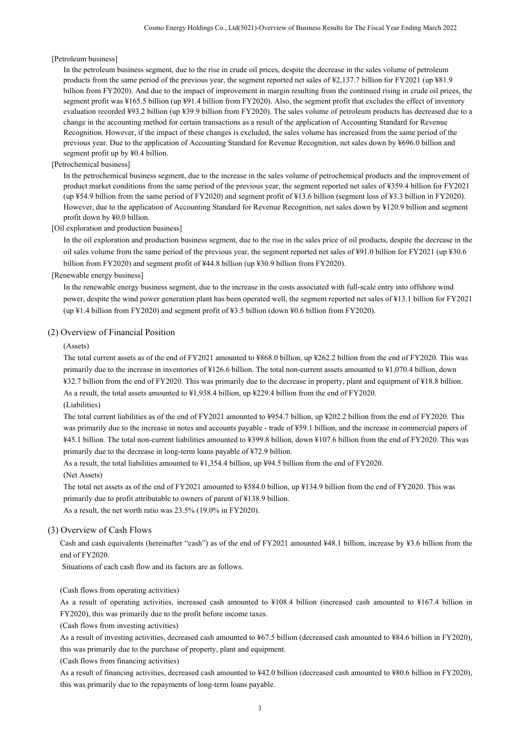[Petroleum business]

In the petroleum business segment, due to the rise in crude oil prices, despite the decrease in the sales volume of petroleum products from the same period of the previous year, the segment reported net sales of ¥2,137.7 billion for FY2021 (up ¥81.9 billion from FY2020). And due to the impact of improvement in margin resulting from the continued rising in crude oil prices, the segment profit was ¥165.5 billion (up ¥91.4 billion from FY2020). Also, the segment profit that excludes the effect of inventory evaluation recorded ¥93.2 billion (up ¥39.9 billion from FY2020). The sales volume of petroleum products has decreased due to a change in the accounting method for certain transactions as a result of the application of Accounting Standard for Revenue Recognition. However, if the impact of these changes is excluded, the sales volume has increased from the same period of the previous year. Due to the application of Accounting Standard for Revenue Recognition, net sales down by ¥696.0 billion and segment profit up by ¥0.4 billion.

[Petrochemical business]

In the petrochemical business segment, due to the increase in the sales volume of petrochemical products and the improvement of product market conditions from the same period of the previous year, the segment reported net sales of ¥359.4 billion for FY2021 (up ¥54.9 billion from the same period of FY2020) and segment profit of ¥13.6 billion (segment loss of ¥3.3 billion in FY2020). However, due to the application of Accounting Standard for Revenue Recognition, net sales down by ¥120.9 billion and segment profit down by ¥0.0 billion.

[Oil exploration and production business]

In the oil exploration and production business segment, due to the rise in the sales price of oil products, despite the decrease in the oil sales volume from the same period of the previous year, the segment reported net sales of ¥91.0 billion for FY2021 (up ¥30.6 billion from FY2020) and segment profit of ¥44.8 billion (up ¥30.9 billion from FY2020).

[Renewable energy business]

In the renewable energy business segment, due to the increase in the costs associated with full-scale entry into offshore wind power, despite the wind power generation plant has been operated well, the segment reported net sales of ¥13.1 billion for FY2021 (up ¥1.4 billion from FY2020) and segment profit of ¥3.5 billion (down ¥0.6 billion from FY2020).

## (2) Overview of Financial Position

(Assets)

The total current assets as of the end of FY2021 amounted to ¥868.0 billion, up ¥262.2 billion from the end of FY2020. This was primarily due to the increase in inventories of ¥126.6 billion. The total non-current assets amounted to ¥1,070.4 billion, down ¥32.7 billion from the end of FY2020. This was primarily due to the decrease in property, plant and equipment of ¥18.8 billion. As a result, the total assets amounted to ¥1,938.4 billion, up ¥229.4 billion from the end of FY2020.

(Liabilities)

The total current liabilities as of the end of FY2021 amounted to ¥954.7 billion, up ¥202.2 billion from the end of FY2020. This was primarily due to the increase in notes and accounts payable - trade of ¥59.1 billion, and the increase in commercial papers of ¥45.1 billion. The total non-current liabilities amounted to ¥399.8 billion, down ¥107.6 billion from the end of FY2020. This was primarily due to the decrease in long-term loans payable of ¥72.9 billion.

As a result, the total liabilities amounted to ¥1,354.4 billion, up ¥94.5 billion from the end of FY2020.

(Net Assets)

The total net assets as of the end of FY2021 amounted to ¥584.0 billion, up ¥134.9 billion from the end of FY2020. This was primarily due to profit attributable to owners of parent of ¥138.9 billion.

As a result, the net worth ratio was 23.5% (19.0% in FY2020).

## (3) Overview of Cash Flows

Cash and cash equivalents (hereinafter "cash") as of the end of FY2021 amounted ¥48.1 billion, increase by ¥3.6 billion from the end of FY2020.

Situations of each cash flow and its factors are as follows.

(Cash flows from operating activities)

As a result of operating activities, increased cash amounted to ¥108.4 billion (increased cash amounted to ¥167.4 billion in FY2020), this was primarily due to the profit before income taxes.

(Cash flows from investing activities)

As a result of investing activities, decreased cash amounted to ¥67.5 billion (decreased cash amounted to ¥84.6 billion in FY2020), this was primarily due to the purchase of property, plant and equipment.

(Cash flows from financing activities)

As a result of financing activities, decreased cash amounted to ¥42.0 billion (decreased cash amounted to ¥80.6 billion in FY2020), this was primarily due to the repayments of long-term loans payable.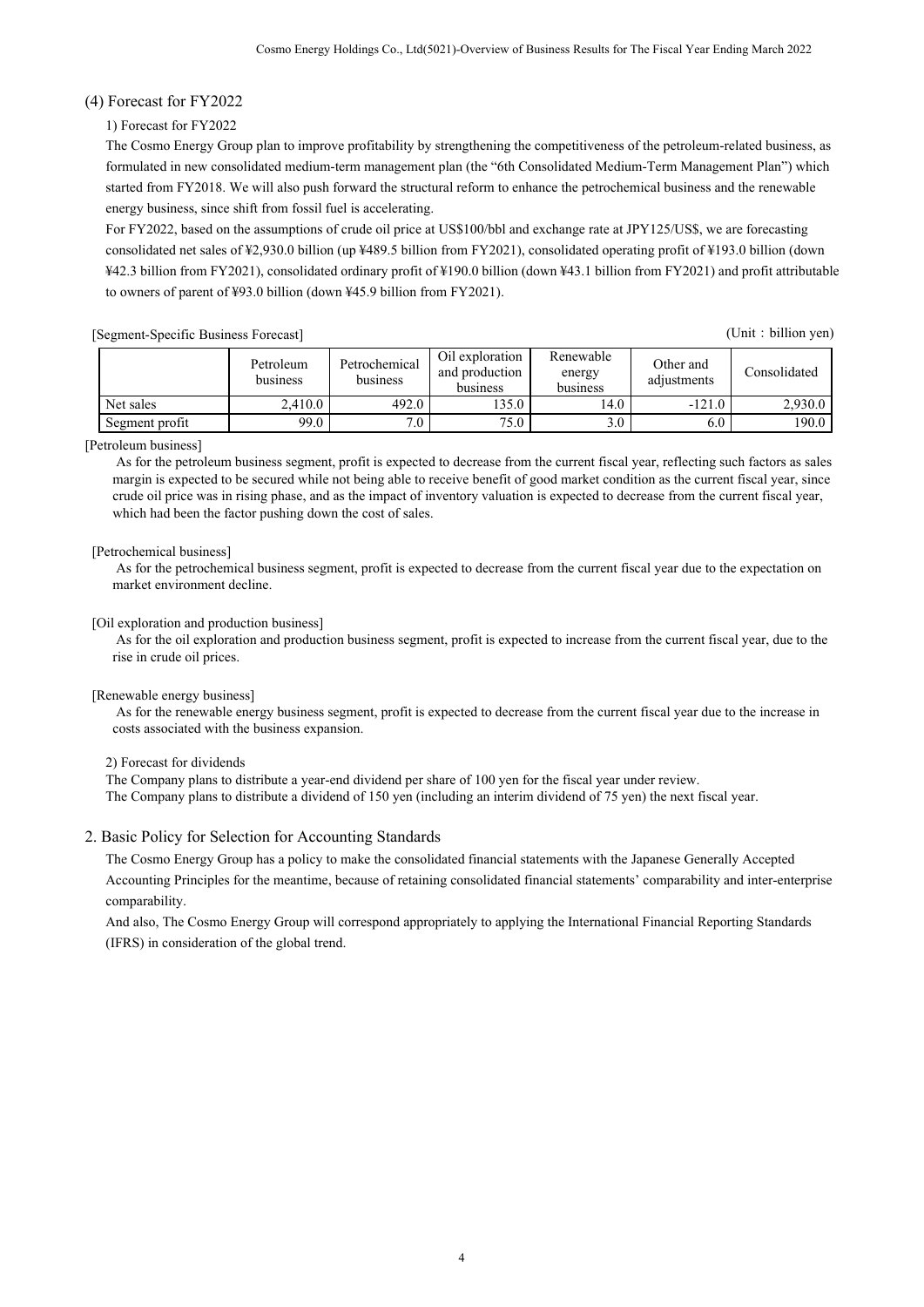## (4) Forecast for FY2022

### 1) Forecast for FY2022

The Cosmo Energy Group plan to improve profitability by strengthening the competitiveness of the petroleum-related business, as formulated in new consolidated medium-term management plan (the "6th Consolidated Medium-Term Management Plan") which started from FY2018. We will also push forward the structural reform to enhance the petrochemical business and the renewable energy business, since shift from fossil fuel is accelerating.

For FY2022, based on the assumptions of crude oil price at US$100/bbl and exchange rate at JPY125/US$, we are forecasting consolidated net sales of ¥2,930.0 billion (up ¥489.5 billion from FY2021), consolidated operating profit of ¥193.0 billion (down ¥42.3 billion from FY2021), consolidated ordinary profit of ¥190.0 billion (down ¥43.1 billion from FY2021) and profit attributable to owners of parent of ¥93.0 billion (down ¥45.9 billion from FY2021).

[Segment-Specific Business Forecast]

(Unit：billion yen)

| | Petroleum business | Petrochemical business | Oil exploration and production business | Renewable energy business | Other and adjustments | Consolidated |
|---|---|---|---|---|---|---|
| Net sales | 2,410.0 | 492.0 | 135.0 | 14.0 | -121.0 | 2,930.0 |
| Segment profit | 99.0 | 7.0 | 75.0 | 3.0 | 6.0 | 190.0 |

[Petroleum business]

As for the petroleum business segment, profit is expected to decrease from the current fiscal year, reflecting such factors as sales margin is expected to be secured while not being able to receive benefit of good market condition as the current fiscal year, since crude oil price was in rising phase, and as the impact of inventory valuation is expected to decrease from the current fiscal year, which had been the factor pushing down the cost of sales.

[Petrochemical business]

As for the petrochemical business segment, profit is expected to decrease from the current fiscal year due to the expectation on market environment decline.

[Oil exploration and production business]

As for the oil exploration and production business segment, profit is expected to increase from the current fiscal year, due to the rise in crude oil prices.

[Renewable energy business]

As for the renewable energy business segment, profit is expected to decrease from the current fiscal year due to the increase in costs associated with the business expansion.

### 2) Forecast for dividends

The Company plans to distribute a year-end dividend per share of 100 yen for the fiscal year under review.
The Company plans to distribute a dividend of 150 yen (including an interim dividend of 75 yen) the next fiscal year.

# 2. Basic Policy for Selection for Accounting Standards

The Cosmo Energy Group has a policy to make the consolidated financial statements with the Japanese Generally Accepted Accounting Principles for the meantime, because of retaining consolidated financial statements' comparability and inter-enterprise comparability.

And also, The Cosmo Energy Group will correspond appropriately to applying the International Financial Reporting Standards (IFRS) in consideration of the global trend.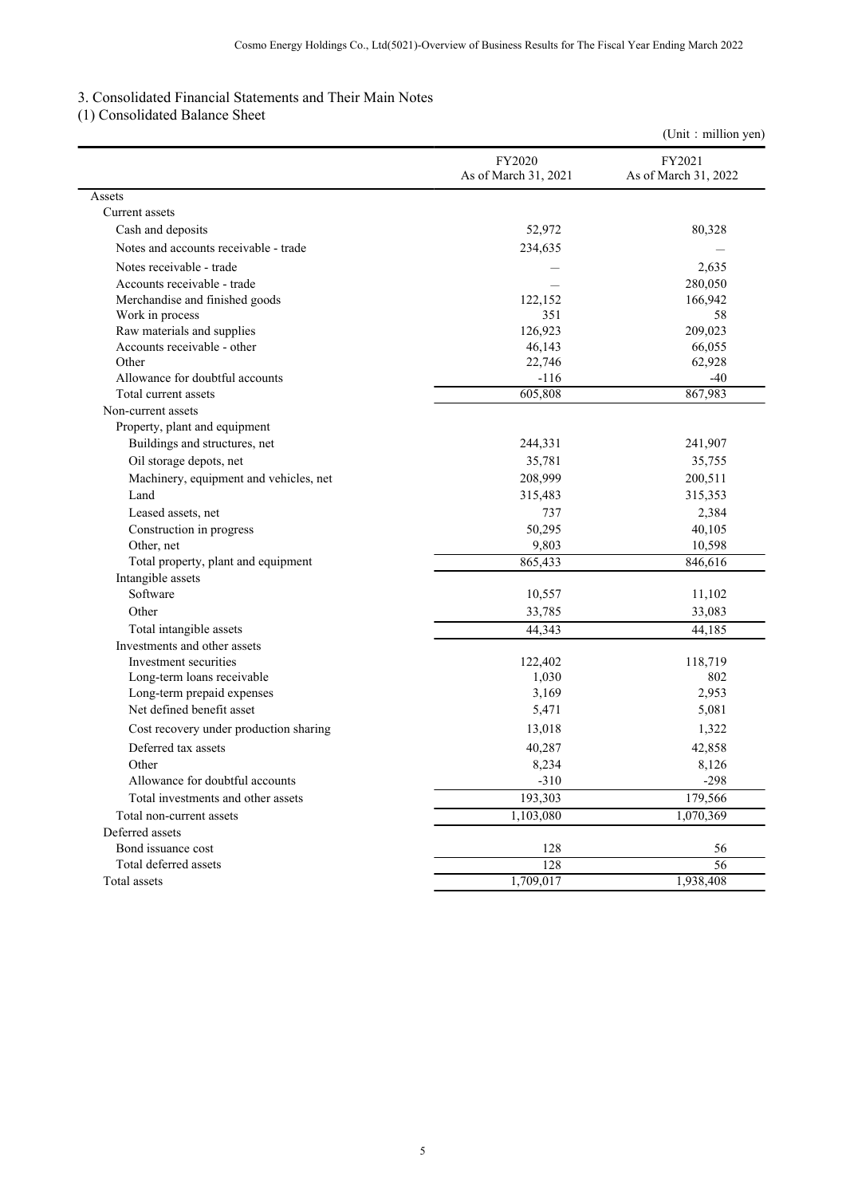## 3. Consolidated Financial Statements and Their Main Notes

### (1) Consolidated Balance Sheet

(Unit：million yen)

| | FY2020 As of March 31, 2021 | FY2021 As of March 31, 2022 |
|---|---|---|
| Assets | | |
| Current assets | | |
| Cash and deposits | 52,972 | 80,328 |
| Notes and accounts receivable - trade | 234,635 | — |
| Notes receivable - trade | — | 2,635 |
| Accounts receivable - trade | — | 280,050 |
| Merchandise and finished goods | 122,152 | 166,942 |
| Work in process | 351 | 58 |
| Raw materials and supplies | 126,923 | 209,023 |
| Accounts receivable - other | 46,143 | 66,055 |
| Other | 22,746 | 62,928 |
| Allowance for doubtful accounts | -116 | -40 |
| Total current assets | 605,808 | 867,983 |
| Non-current assets | | |
| Property, plant and equipment | | |
| Buildings and structures, net | 244,331 | 241,907 |
| Oil storage depots, net | 35,781 | 35,755 |
| Machinery, equipment and vehicles, net | 208,999 | 200,511 |
| Land | 315,483 | 315,353 |
| Leased assets, net | 737 | 2,384 |
| Construction in progress | 50,295 | 40,105 |
| Other, net | 9,803 | 10,598 |
| Total property, plant and equipment | 865,433 | 846,616 |
| Intangible assets | | |
| Software | 10,557 | 11,102 |
| Other | 33,785 | 33,083 |
| Total intangible assets | 44,343 | 44,185 |
| Investments and other assets | | |
| Investment securities | 122,402 | 118,719 |
| Long-term loans receivable | 1,030 | 802 |
| Long-term prepaid expenses | 3,169 | 2,953 |
| Net defined benefit asset | 5,471 | 5,081 |
| Cost recovery under production sharing | 13,018 | 1,322 |
| Deferred tax assets | 40,287 | 42,858 |
| Other | 8,234 | 8,126 |
| Allowance for doubtful accounts | -310 | -298 |
| Total investments and other assets | 193,303 | 179,566 |
| Total non-current assets | 1,103,080 | 1,070,369 |
| Deferred assets | | |
| Bond issuance cost | 128 | 56 |
| Total deferred assets | 128 | 56 |
| Total assets | 1,709,017 | 1,938,408 |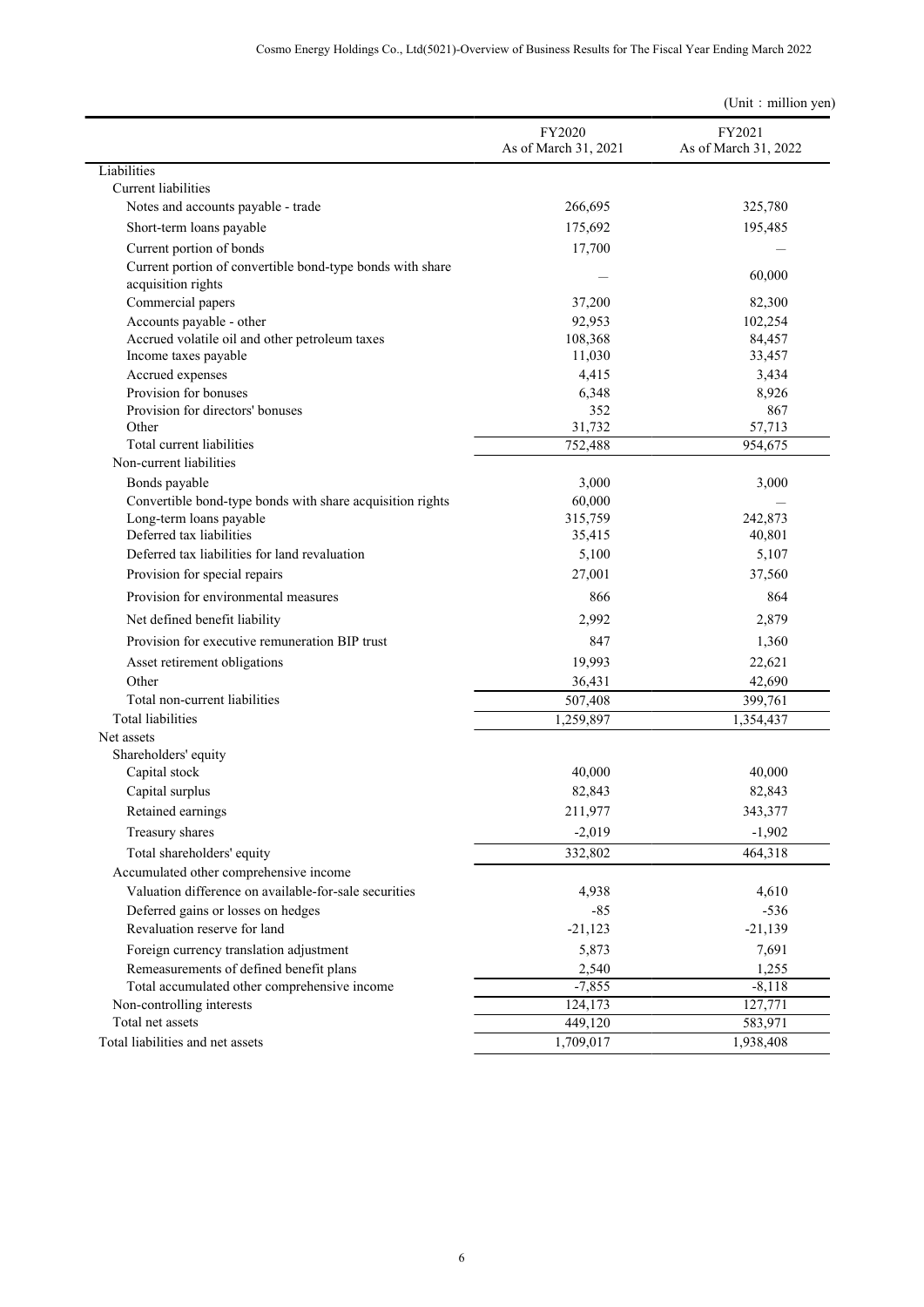(Unit：million yen)

| | FY2020<br>As of March 31, 2021 | FY2021<br>As of March 31, 2022 |
|---|---|---|
| Liabilities | | |
| Current liabilities | | |
| Notes and accounts payable - trade | 266,695 | 325,780 |
| Short-term loans payable | 175,692 | 195,485 |
| Current portion of bonds | 17,700 | — |
| Current portion of convertible bond-type bonds with share acquisition rights | — | 60,000 |
| Commercial papers | 37,200 | 82,300 |
| Accounts payable - other | 92,953 | 102,254 |
| Accrued volatile oil and other petroleum taxes | 108,368 | 84,457 |
| Income taxes payable | 11,030 | 33,457 |
| Accrued expenses | 4,415 | 3,434 |
| Provision for bonuses | 6,348 | 8,926 |
| Provision for directors' bonuses | 352 | 867 |
| Other | 31,732 | 57,713 |
| Total current liabilities | 752,488 | 954,675 |
| Non-current liabilities | | |
| Bonds payable | 3,000 | 3,000 |
| Convertible bond-type bonds with share acquisition rights | 60,000 | — |
| Long-term loans payable | 315,759 | 242,873 |
| Deferred tax liabilities | 35,415 | 40,801 |
| Deferred tax liabilities for land revaluation | 5,100 | 5,107 |
| Provision for special repairs | 27,001 | 37,560 |
| Provision for environmental measures | 866 | 864 |
| Net defined benefit liability | 2,992 | 2,879 |
| Provision for executive remuneration BIP trust | 847 | 1,360 |
| Asset retirement obligations | 19,993 | 22,621 |
| Other | 36,431 | 42,690 |
| Total non-current liabilities | 507,408 | 399,761 |
| Total liabilities | 1,259,897 | 1,354,437 |
| Net assets | | |
| Shareholders' equity | | |
| Capital stock | 40,000 | 40,000 |
| Capital surplus | 82,843 | 82,843 |
| Retained earnings | 211,977 | 343,377 |
| Treasury shares | -2,019 | -1,902 |
| Total shareholders' equity | 332,802 | 464,318 |
| Accumulated other comprehensive income | | |
| Valuation difference on available-for-sale securities | 4,938 | 4,610 |
| Deferred gains or losses on hedges | -85 | -536 |
| Revaluation reserve for land | -21,123 | -21,139 |
| Foreign currency translation adjustment | 5,873 | 7,691 |
| Remeasurements of defined benefit plans | 2,540 | 1,255 |
| Total accumulated other comprehensive income | -7,855 | -8,118 |
| Non-controlling interests | 124,173 | 127,771 |
| Total net assets | 449,120 | 583,971 |
| Total liabilities and net assets | 1,709,017 | 1,938,408 |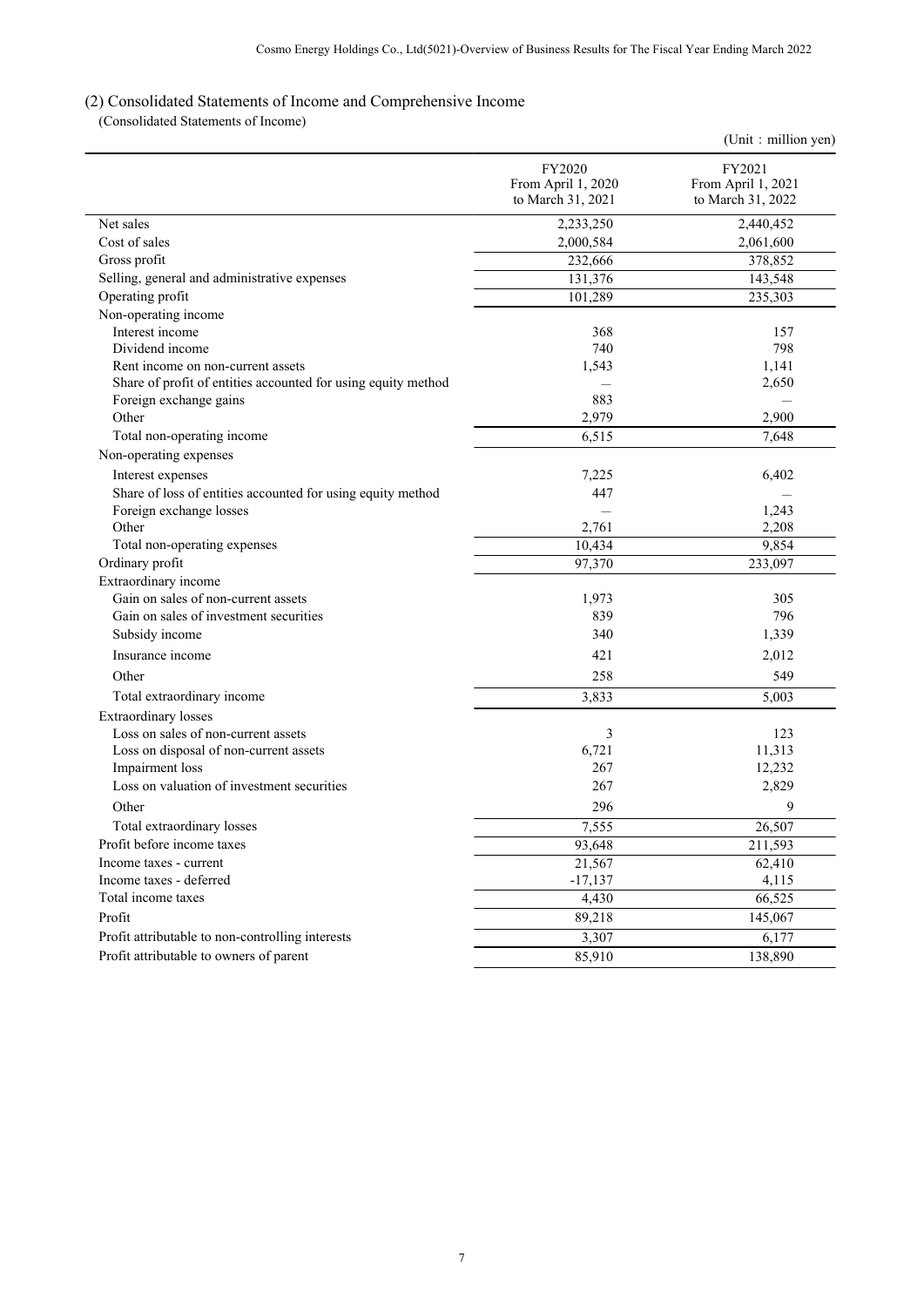## (2) Consolidated Statements of Income and Comprehensive Income

(Consolidated Statements of Income)

(Unit：million yen)

| | FY2020 From April 1, 2020 to March 31, 2021 | FY2021 From April 1, 2021 to March 31, 2022 |
|---|---|---|
| Net sales | 2,233,250 | 2,440,452 |
| Cost of sales | 2,000,584 | 2,061,600 |
| Gross profit | 232,666 | 378,852 |
| Selling, general and administrative expenses | 131,376 | 143,548 |
| Operating profit | 101,289 | 235,303 |
| Non-operating income | | |
| Interest income | 368 | 157 |
| Dividend income | 740 | 798 |
| Rent income on non-current assets | 1,543 | 1,141 |
| Share of profit of entities accounted for using equity method | — | 2,650 |
| Foreign exchange gains | 883 | — |
| Other | 2,979 | 2,900 |
| Total non-operating income | 6,515 | 7,648 |
| Non-operating expenses | | |
| Interest expenses | 7,225 | 6,402 |
| Share of loss of entities accounted for using equity method | 447 | — |
| Foreign exchange losses | — | 1,243 |
| Other | 2,761 | 2,208 |
| Total non-operating expenses | 10,434 | 9,854 |
| Ordinary profit | 97,370 | 233,097 |
| Extraordinary income | | |
| Gain on sales of non-current assets | 1,973 | 305 |
| Gain on sales of investment securities | 839 | 796 |
| Subsidy income | 340 | 1,339 |
| Insurance income | 421 | 2,012 |
| Other | 258 | 549 |
| Total extraordinary income | 3,833 | 5,003 |
| Extraordinary losses | | |
| Loss on sales of non-current assets | 3 | 123 |
| Loss on disposal of non-current assets | 6,721 | 11,313 |
| Impairment loss | 267 | 12,232 |
| Loss on valuation of investment securities | 267 | 2,829 |
| Other | 296 | 9 |
| Total extraordinary losses | 7,555 | 26,507 |
| Profit before income taxes | 93,648 | 211,593 |
| Income taxes - current | 21,567 | 62,410 |
| Income taxes - deferred | -17,137 | 4,115 |
| Total income taxes | 4,430 | 66,525 |
| Profit | 89,218 | 145,067 |
| Profit attributable to non-controlling interests | 3,307 | 6,177 |
| Profit attributable to owners of parent | 85,910 | 138,890 |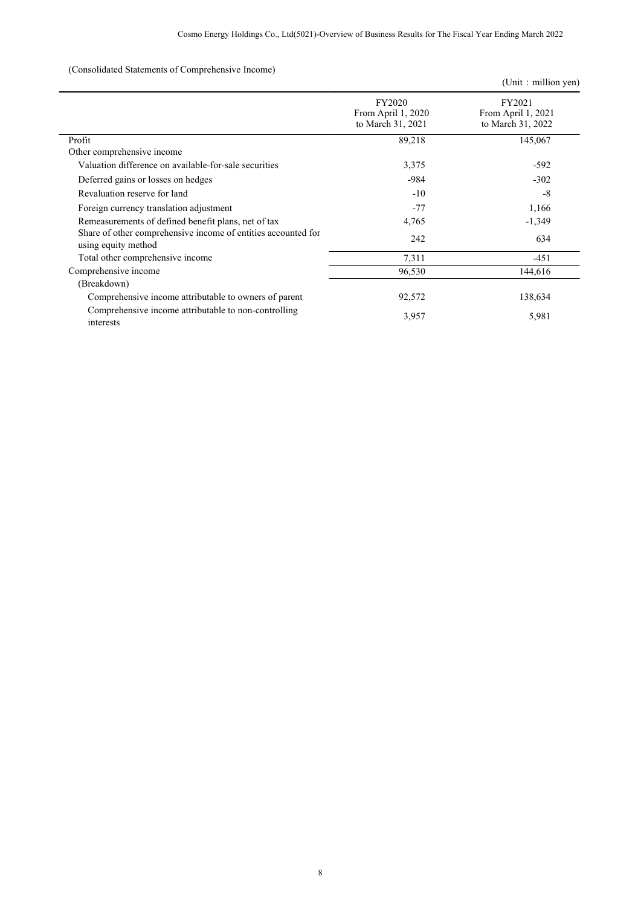(Consolidated Statements of Comprehensive Income)

(Unit：million yen)

| | FY2020 From April 1, 2020 to March 31, 2021 | FY2021 From April 1, 2021 to March 31, 2022 |
|---|---|---|
| Profit | 89,218 | 145,067 |
| Other comprehensive income | | |
| Valuation difference on available-for-sale securities | 3,375 | -592 |
| Deferred gains or losses on hedges | -984 | -302 |
| Revaluation reserve for land | -10 | -8 |
| Foreign currency translation adjustment | -77 | 1,166 |
| Remeasurements of defined benefit plans, net of tax | 4,765 | -1,349 |
| Share of other comprehensive income of entities accounted for using equity method | 242 | 634 |
| Total other comprehensive income | 7,311 | -451 |
| Comprehensive income | 96,530 | 144,616 |
| (Breakdown) | | |
| Comprehensive income attributable to owners of parent | 92,572 | 138,634 |
| Comprehensive income attributable to non-controlling interests | 3,957 | 5,981 |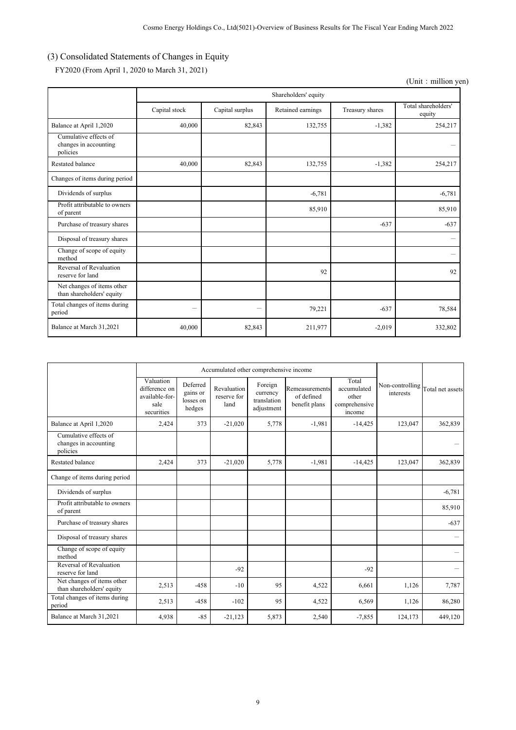## (3) Consolidated Statements of Changes in Equity

FY2020 (From April 1, 2020 to March 31, 2021)

(Unit：million yen)

| | Shareholders' equity | | | | |
|---|---|---|---|---|---|
| | Capital stock | Capital surplus | Retained earnings | Treasury shares | Total shareholders' equity |
| Balance at April 1,2020 | 40,000 | 82,843 | 132,755 | -1,382 | 254,217 |
| Cumulative effects of changes in accounting policies | | | | | － |
| Restated balance | 40,000 | 82,843 | 132,755 | -1,382 | 254,217 |
| Changes of items during period | | | | | |
| Dividends of surplus | | | -6,781 | | -6,781 |
| Profit attributable to owners of parent | | | 85,910 | | 85,910 |
| Purchase of treasury shares | | | | -637 | -637 |
| Disposal of treasury shares | | | | | － |
| Change of scope of equity method | | | | | － |
| Reversal of Revaluation reserve for land | | | 92 | | 92 |
| Net changes of items other than shareholders' equity | | | | | |
| Total changes of items during period | － | － | 79,221 | -637 | 78,584 |
| Balance at March 31,2021 | 40,000 | 82,843 | 211,977 | -2,019 | 332,802 |

| | Accumulated other comprehensive income | | | | | | Non-controlling interests | Total net assets |
|---|---|---|---|---|---|---|---|---|
| | Valuation difference on available-for-sale securities | Deferred gains or losses on hedges | Revaluation reserve for land | Foreign currency translation adjustment | Remeasurements of defined benefit plans | Total accumulated other comprehensive income | | |
| Balance at April 1,2020 | 2,424 | 373 | -21,020 | 5,778 | -1,981 | -14,425 | 123,047 | 362,839 |
| Cumulative effects of changes in accounting policies | | | | | | | | － |
| Restated balance | 2,424 | 373 | -21,020 | 5,778 | -1,981 | -14,425 | 123,047 | 362,839 |
| Change of items during period | | | | | | | | |
| Dividends of surplus | | | | | | | | -6,781 |
| Profit attributable to owners of parent | | | | | | | | 85,910 |
| Purchase of treasury shares | | | | | | | | -637 |
| Disposal of treasury shares | | | | | | | | － |
| Change of scope of equity method | | | | | | | | － |
| Reversal of Revaluation reserve for land | | | -92 | | | -92 | | － |
| Net changes of items other than shareholders' equity | 2,513 | -458 | -10 | 95 | 4,522 | 6,661 | 1,126 | 7,787 |
| Total changes of items during period | 2,513 | -458 | -102 | 95 | 4,522 | 6,569 | 1,126 | 86,280 |
| Balance at March 31,2021 | 4,938 | -85 | -21,123 | 5,873 | 2,540 | -7,855 | 124,173 | 449,120 |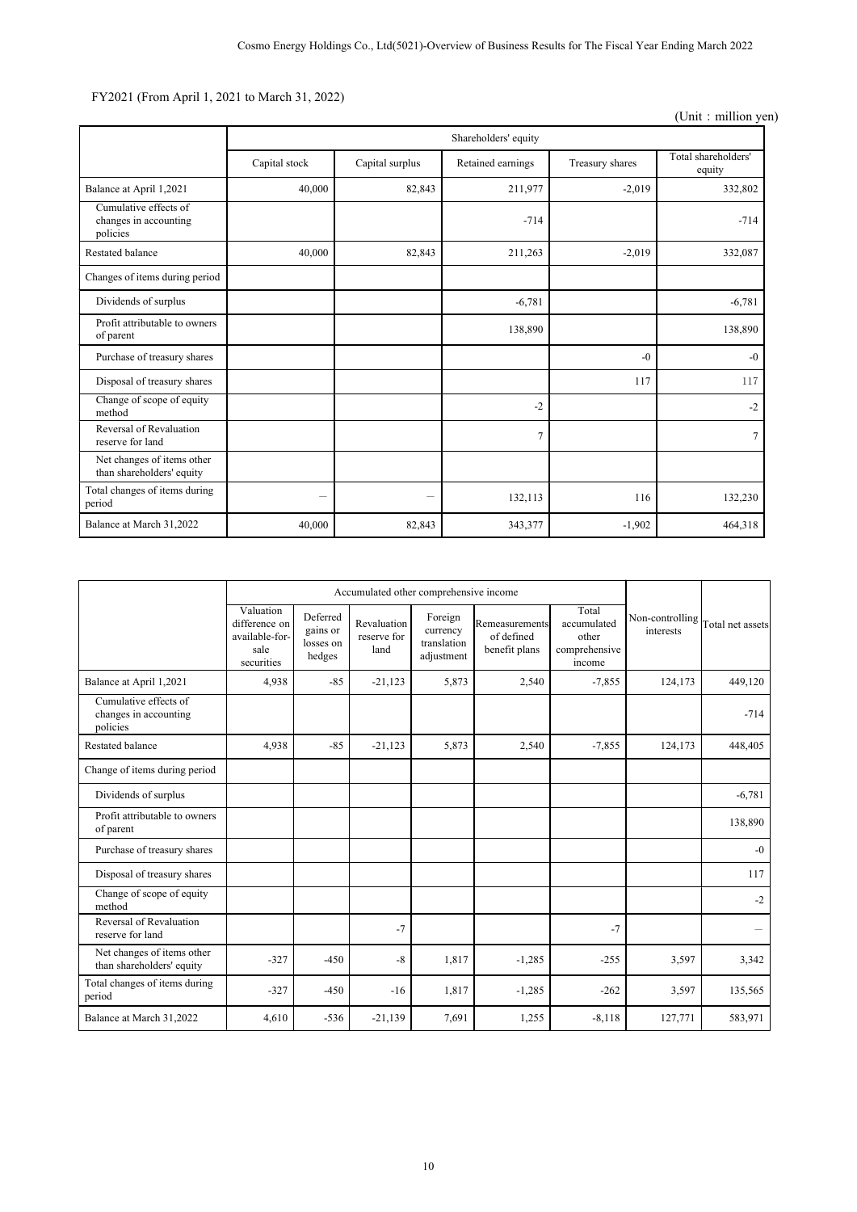FY2021 (From April 1, 2021 to March 31, 2022)

(Unit：million yen)

| | Shareholders' equity | | | | |
|---|---|---|---|---|---|
| | Capital stock | Capital surplus | Retained earnings | Treasury shares | Total shareholders' equity |
| Balance at April 1,2021 | 40,000 | 82,843 | 211,977 | -2,019 | 332,802 |
| Cumulative effects of changes in accounting policies | | | -714 | | -714 |
| Restated balance | 40,000 | 82,843 | 211,263 | -2,019 | 332,087 |
| Changes of items during period | | | | | |
| Dividends of surplus | | | -6,781 | | -6,781 |
| Profit attributable to owners of parent | | | 138,890 | | 138,890 |
| Purchase of treasury shares | | | | -0 | -0 |
| Disposal of treasury shares | | | | 117 | 117 |
| Change of scope of equity method | | | -2 | | -2 |
| Reversal of Revaluation reserve for land | | | 7 | | 7 |
| Net changes of items other than shareholders' equity | | | | | |
| Total changes of items during period | — | — | 132,113 | 116 | 132,230 |
| Balance at March 31,2022 | 40,000 | 82,843 | 343,377 | -1,902 | 464,318 |

| | Accumulated other comprehensive income | | | | | | Non-controlling interests | Total net assets |
|---|---|---|---|---|---|---|---|---|
| | Valuation difference on available-for-sale securities | Deferred gains or losses on hedges | Revaluation reserve for land | Foreign currency translation adjustment | Remeasurements of defined benefit plans | Total accumulated other comprehensive income | | |
| Balance at April 1,2021 | 4,938 | -85 | -21,123 | 5,873 | 2,540 | -7,855 | 124,173 | 449,120 |
| Cumulative effects of changes in accounting policies | | | | | | | | -714 |
| Restated balance | 4,938 | -85 | -21,123 | 5,873 | 2,540 | -7,855 | 124,173 | 448,405 |
| Change of items during period | | | | | | | | |
| Dividends of surplus | | | | | | | | -6,781 |
| Profit attributable to owners of parent | | | | | | | | 138,890 |
| Purchase of treasury shares | | | | | | | | -0 |
| Disposal of treasury shares | | | | | | | | 117 |
| Change of scope of equity method | | | | | | | | -2 |
| Reversal of Revaluation reserve for land | | | -7 | | | -7 | | — |
| Net changes of items other than shareholders' equity | -327 | -450 | -8 | 1,817 | -1,285 | -255 | 3,597 | 3,342 |
| Total changes of items during period | -327 | -450 | -16 | 1,817 | -1,285 | -262 | 3,597 | 135,565 |
| Balance at March 31,2022 | 4,610 | -536 | -21,139 | 7,691 | 1,255 | -8,118 | 127,771 | 583,971 |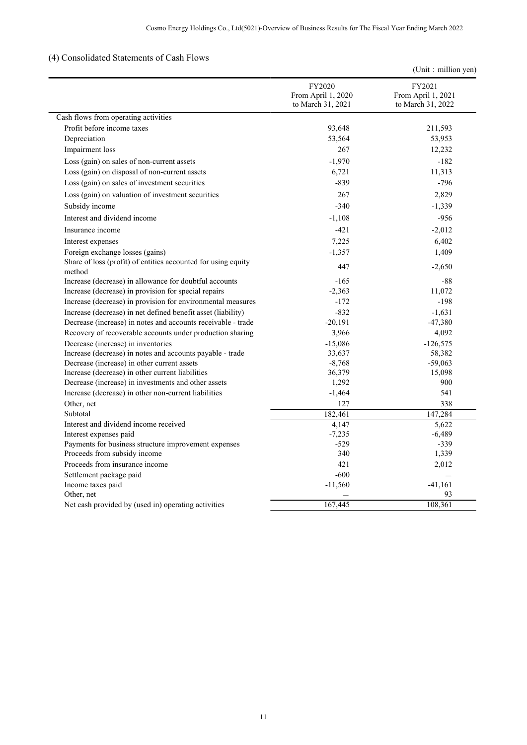## (4) Consolidated Statements of Cash Flows

(Unit：million yen)

| | FY2020 From April 1, 2020 to March 31, 2021 | FY2021 From April 1, 2021 to March 31, 2022 |
|---|---|---|
| Cash flows from operating activities | | |
| Profit before income taxes | 93,648 | 211,593 |
| Depreciation | 53,564 | 53,953 |
| Impairment loss | 267 | 12,232 |
| Loss (gain) on sales of non-current assets | -1,970 | -182 |
| Loss (gain) on disposal of non-current assets | 6,721 | 11,313 |
| Loss (gain) on sales of investment securities | -839 | -796 |
| Loss (gain) on valuation of investment securities | 267 | 2,829 |
| Subsidy income | -340 | -1,339 |
| Interest and dividend income | -1,108 | -956 |
| Insurance income | -421 | -2,012 |
| Interest expenses | 7,225 | 6,402 |
| Foreign exchange losses (gains) | -1,357 | 1,409 |
| Share of loss (profit) of entities accounted for using equity method | 447 | -2,650 |
| Increase (decrease) in allowance for doubtful accounts | -165 | -88 |
| Increase (decrease) in provision for special repairs | -2,363 | 11,072 |
| Increase (decrease) in provision for environmental measures | -172 | -198 |
| Increase (decrease) in net defined benefit asset (liability) | -832 | -1,631 |
| Decrease (increase) in notes and accounts receivable - trade | -20,191 | -47,380 |
| Recovery of recoverable accounts under production sharing | 3,966 | 4,092 |
| Decrease (increase) in inventories | -15,086 | -126,575 |
| Increase (decrease) in notes and accounts payable - trade | 33,637 | 58,382 |
| Decrease (increase) in other current assets | -8,768 | -59,063 |
| Increase (decrease) in other current liabilities | 36,379 | 15,098 |
| Decrease (increase) in investments and other assets | 1,292 | 900 |
| Increase (decrease) in other non-current liabilities | -1,464 | 541 |
| Other, net | 127 | 338 |
| Subtotal | 182,461 | 147,284 |
| Interest and dividend income received | 4,147 | 5,622 |
| Interest expenses paid | -7,235 | -6,489 |
| Payments for business structure improvement expenses | -529 | -339 |
| Proceeds from subsidy income | 340 | 1,339 |
| Proceeds from insurance income | 421 | 2,012 |
| Settlement package paid | -600 | — |
| Income taxes paid | -11,560 | -41,161 |
| Other, net | — | 93 |
| Net cash provided by (used in) operating activities | 167,445 | 108,361 |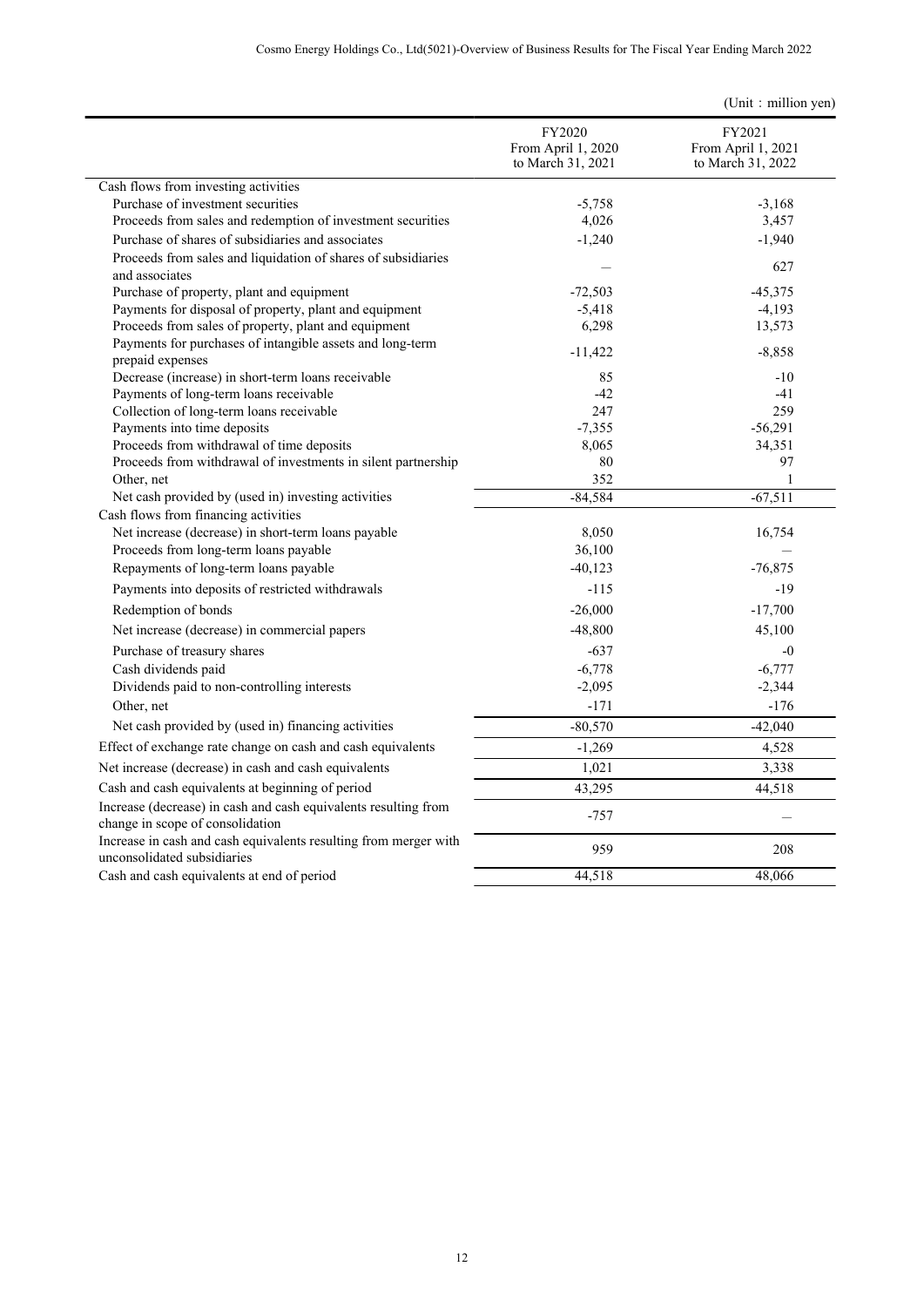(Unit：million yen)

| | FY2020<br>From April 1, 2020<br>to March 31, 2021 | FY2021<br>From April 1, 2021<br>to March 31, 2022 |
|---|---|---|
| Cash flows from investing activities | | |
| Purchase of investment securities | -5,758 | -3,168 |
| Proceeds from sales and redemption of investment securities | 4,026 | 3,457 |
| Purchase of shares of subsidiaries and associates | -1,240 | -1,940 |
| Proceeds from sales and liquidation of shares of subsidiaries and associates | ― | 627 |
| Purchase of property, plant and equipment | -72,503 | -45,375 |
| Payments for disposal of property, plant and equipment | -5,418 | -4,193 |
| Proceeds from sales of property, plant and equipment | 6,298 | 13,573 |
| Payments for purchases of intangible assets and long-term prepaid expenses | -11,422 | -8,858 |
| Decrease (increase) in short-term loans receivable | 85 | -10 |
| Payments of long-term loans receivable | -42 | -41 |
| Collection of long-term loans receivable | 247 | 259 |
| Payments into time deposits | -7,355 | -56,291 |
| Proceeds from withdrawal of time deposits | 8,065 | 34,351 |
| Proceeds from withdrawal of investments in silent partnership | 80 | 97 |
| Other, net | 352 | 1 |
| Net cash provided by (used in) investing activities | -84,584 | -67,511 |
| Cash flows from financing activities | | |
| Net increase (decrease) in short-term loans payable | 8,050 | 16,754 |
| Proceeds from long-term loans payable | 36,100 | ― |
| Repayments of long-term loans payable | -40,123 | -76,875 |
| Payments into deposits of restricted withdrawals | -115 | -19 |
| Redemption of bonds | -26,000 | -17,700 |
| Net increase (decrease) in commercial papers | -48,800 | 45,100 |
| Purchase of treasury shares | -637 | -0 |
| Cash dividends paid | -6,778 | -6,777 |
| Dividends paid to non-controlling interests | -2,095 | -2,344 |
| Other, net | -171 | -176 |
| Net cash provided by (used in) financing activities | -80,570 | -42,040 |
| Effect of exchange rate change on cash and cash equivalents | -1,269 | 4,528 |
| Net increase (decrease) in cash and cash equivalents | 1,021 | 3,338 |
| Cash and cash equivalents at beginning of period | 43,295 | 44,518 |
| Increase (decrease) in cash and cash equivalents resulting from change in scope of consolidation | -757 | ― |
| Increase in cash and cash equivalents resulting from merger with unconsolidated subsidiaries | 959 | 208 |
| Cash and cash equivalents at end of period | 44,518 | 48,066 |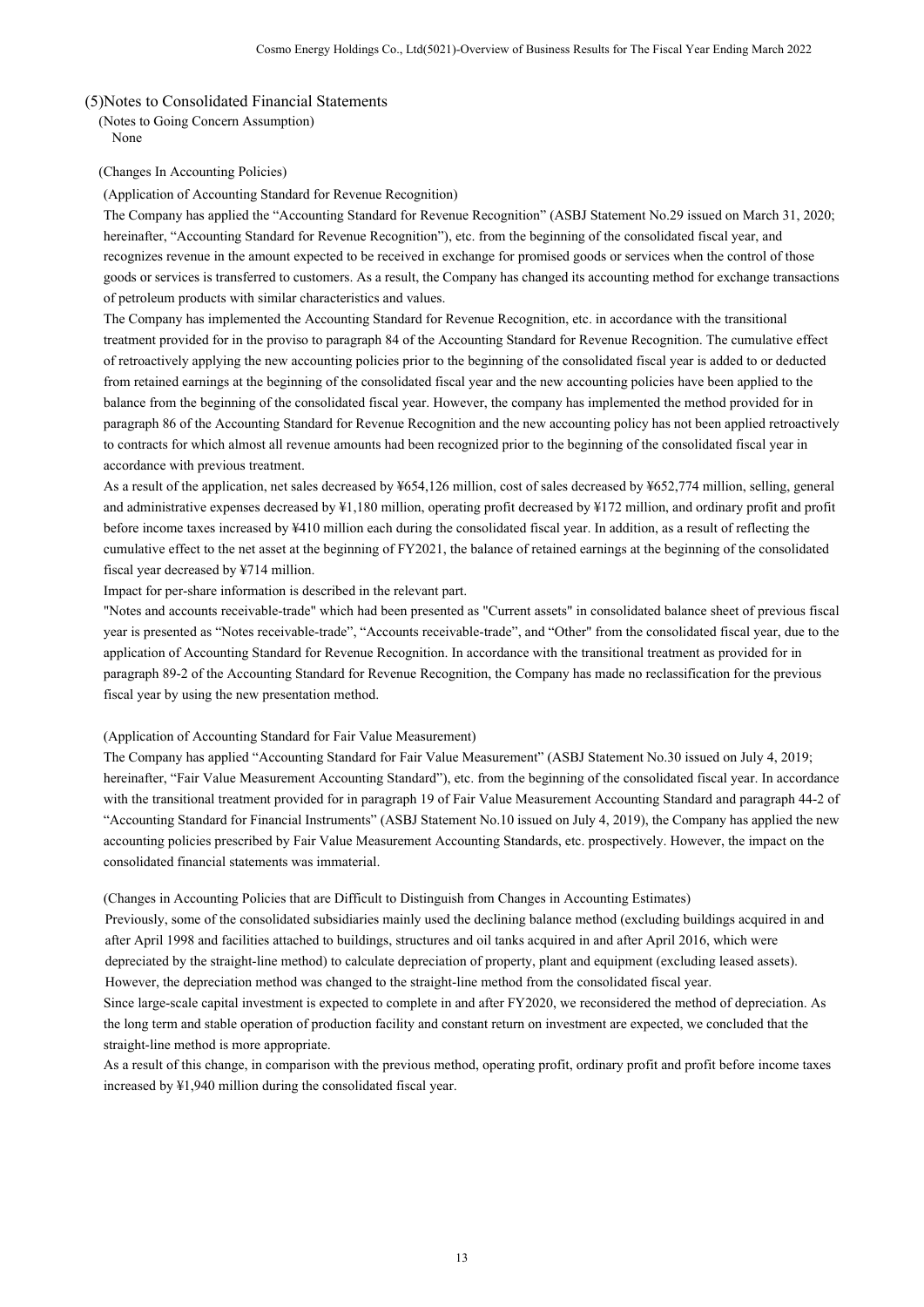## (5)Notes to Consolidated Financial Statements

(Notes to Going Concern Assumption)

None

(Changes In Accounting Policies)

(Application of Accounting Standard for Revenue Recognition)

The Company has applied the "Accounting Standard for Revenue Recognition" (ASBJ Statement No.29 issued on March 31, 2020; hereinafter, "Accounting Standard for Revenue Recognition"), etc. from the beginning of the consolidated fiscal year, and recognizes revenue in the amount expected to be received in exchange for promised goods or services when the control of those goods or services is transferred to customers. As a result, the Company has changed its accounting method for exchange transactions of petroleum products with similar characteristics and values.

The Company has implemented the Accounting Standard for Revenue Recognition, etc. in accordance with the transitional treatment provided for in the proviso to paragraph 84 of the Accounting Standard for Revenue Recognition. The cumulative effect of retroactively applying the new accounting policies prior to the beginning of the consolidated fiscal year is added to or deducted from retained earnings at the beginning of the consolidated fiscal year and the new accounting policies have been applied to the balance from the beginning of the consolidated fiscal year. However, the company has implemented the method provided for in paragraph 86 of the Accounting Standard for Revenue Recognition and the new accounting policy has not been applied retroactively to contracts for which almost all revenue amounts had been recognized prior to the beginning of the consolidated fiscal year in accordance with previous treatment.

As a result of the application, net sales decreased by ¥654,126 million, cost of sales decreased by ¥652,774 million, selling, general and administrative expenses decreased by ¥1,180 million, operating profit decreased by ¥172 million, and ordinary profit and profit before income taxes increased by ¥410 million each during the consolidated fiscal year. In addition, as a result of reflecting the cumulative effect to the net asset at the beginning of FY2021, the balance of retained earnings at the beginning of the consolidated fiscal year decreased by ¥714 million.

Impact for per-share information is described in the relevant part.

"Notes and accounts receivable-trade" which had been presented as "Current assets" in consolidated balance sheet of previous fiscal year is presented as "Notes receivable-trade", "Accounts receivable-trade", and "Other" from the consolidated fiscal year, due to the application of Accounting Standard for Revenue Recognition. In accordance with the transitional treatment as provided for in paragraph 89-2 of the Accounting Standard for Revenue Recognition, the Company has made no reclassification for the previous fiscal year by using the new presentation method.

(Application of Accounting Standard for Fair Value Measurement)

The Company has applied "Accounting Standard for Fair Value Measurement" (ASBJ Statement No.30 issued on July 4, 2019; hereinafter, "Fair Value Measurement Accounting Standard"), etc. from the beginning of the consolidated fiscal year. In accordance with the transitional treatment provided for in paragraph 19 of Fair Value Measurement Accounting Standard and paragraph 44-2 of "Accounting Standard for Financial Instruments" (ASBJ Statement No.10 issued on July 4, 2019), the Company has applied the new accounting policies prescribed by Fair Value Measurement Accounting Standards, etc. prospectively. However, the impact on the consolidated financial statements was immaterial.

(Changes in Accounting Policies that are Difficult to Distinguish from Changes in Accounting Estimates)

Previously, some of the consolidated subsidiaries mainly used the declining balance method (excluding buildings acquired in and after April 1998 and facilities attached to buildings, structures and oil tanks acquired in and after April 2016, which were depreciated by the straight-line method) to calculate depreciation of property, plant and equipment (excluding leased assets). However, the depreciation method was changed to the straight-line method from the consolidated fiscal year.

Since large-scale capital investment is expected to complete in and after FY2020, we reconsidered the method of depreciation. As the long term and stable operation of production facility and constant return on investment are expected, we concluded that the straight-line method is more appropriate.

As a result of this change, in comparison with the previous method, operating profit, ordinary profit and profit before income taxes increased by ¥1,940 million during the consolidated fiscal year.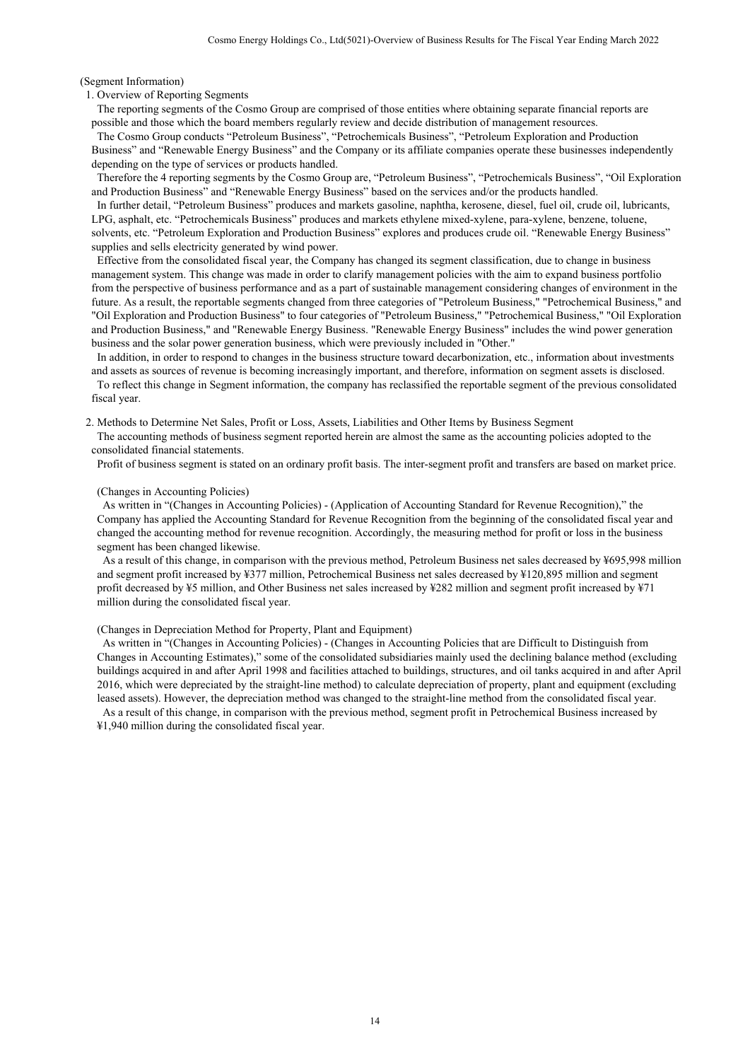(Segment Information)

1. Overview of Reporting Segments

The reporting segments of the Cosmo Group are comprised of those entities where obtaining separate financial reports are possible and those which the board members regularly review and decide distribution of management resources.

The Cosmo Group conducts “Petroleum Business”, “Petrochemicals Business”, “Petroleum Exploration and Production Business” and “Renewable Energy Business” and the Company or its affiliate companies operate these businesses independently depending on the type of services or products handled.

Therefore the 4 reporting segments by the Cosmo Group are, “Petroleum Business”, “Petrochemicals Business”, “Oil Exploration and Production Business” and “Renewable Energy Business” based on the services and/or the products handled.

In further detail, “Petroleum Business” produces and markets gasoline, naphtha, kerosene, diesel, fuel oil, crude oil, lubricants, LPG, asphalt, etc. “Petrochemicals Business” produces and markets ethylene mixed-xylene, para-xylene, benzene, toluene, solvents, etc. “Petroleum Exploration and Production Business” explores and produces crude oil. “Renewable Energy Business” supplies and sells electricity generated by wind power.

Effective from the consolidated fiscal year, the Company has changed its segment classification, due to change in business management system. This change was made in order to clarify management policies with the aim to expand business portfolio from the perspective of business performance and as a part of sustainable management considering changes of environment in the future. As a result, the reportable segments changed from three categories of "Petroleum Business," "Petrochemical Business," and "Oil Exploration and Production Business" to four categories of "Petroleum Business," "Petrochemical Business," "Oil Exploration and Production Business," and "Renewable Energy Business. "Renewable Energy Business" includes the wind power generation business and the solar power generation business, which were previously included in "Other."

In addition, in order to respond to changes in the business structure toward decarbonization, etc., information about investments and assets as sources of revenue is becoming increasingly important, and therefore, information on segment assets is disclosed.

To reflect this change in Segment information, the company has reclassified the reportable segment of the previous consolidated fiscal year.

2. Methods to Determine Net Sales, Profit or Loss, Assets, Liabilities and Other Items by Business Segment

The accounting methods of business segment reported herein are almost the same as the accounting policies adopted to the consolidated financial statements.

Profit of business segment is stated on an ordinary profit basis. The inter-segment profit and transfers are based on market price.

(Changes in Accounting Policies)

As written in “(Changes in Accounting Policies) - (Application of Accounting Standard for Revenue Recognition),” the Company has applied the Accounting Standard for Revenue Recognition from the beginning of the consolidated fiscal year and changed the accounting method for revenue recognition. Accordingly, the measuring method for profit or loss in the business segment has been changed likewise.

As a result of this change, in comparison with the previous method, Petroleum Business net sales decreased by ¥695,998 million and segment profit increased by ¥377 million, Petrochemical Business net sales decreased by ¥120,895 million and segment profit decreased by ¥5 million, and Other Business net sales increased by ¥282 million and segment profit increased by ¥71 million during the consolidated fiscal year.

(Changes in Depreciation Method for Property, Plant and Equipment)

As written in “(Changes in Accounting Policies) - (Changes in Accounting Policies that are Difficult to Distinguish from Changes in Accounting Estimates),” some of the consolidated subsidiaries mainly used the declining balance method (excluding buildings acquired in and after April 1998 and facilities attached to buildings, structures, and oil tanks acquired in and after April 2016, which were depreciated by the straight-line method) to calculate depreciation of property, plant and equipment (excluding leased assets). However, the depreciation method was changed to the straight-line method from the consolidated fiscal year.

As a result of this change, in comparison with the previous method, segment profit in Petrochemical Business increased by ¥1,940 million during the consolidated fiscal year.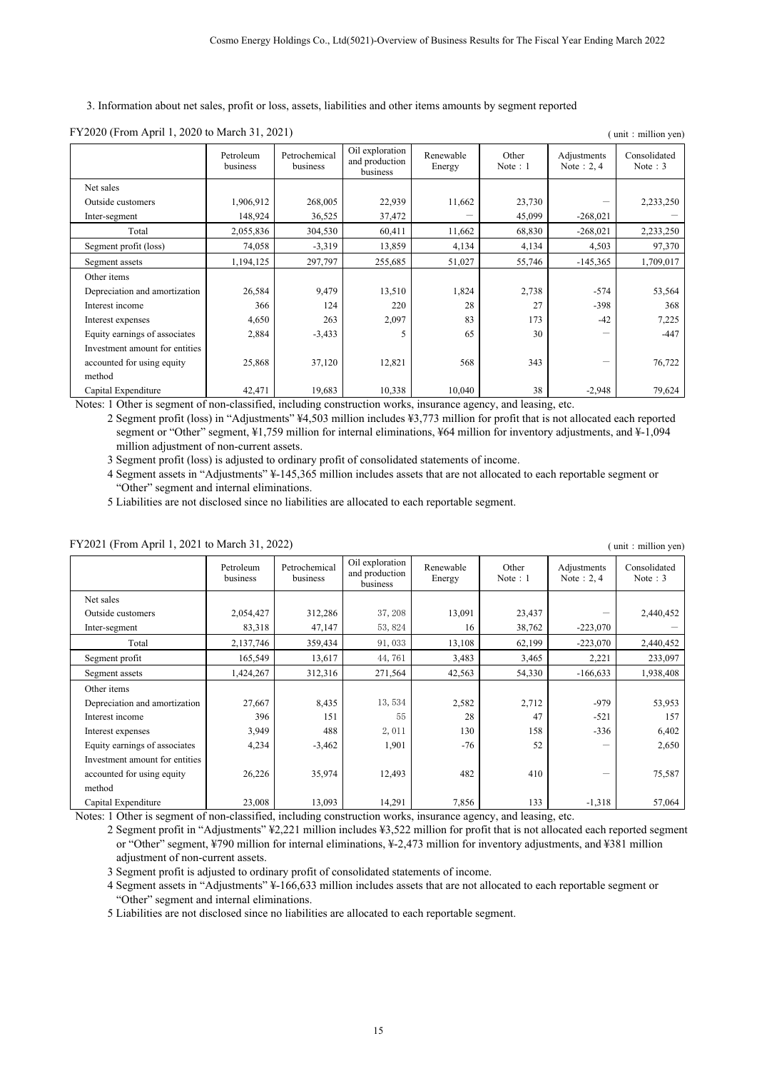3. Information about net sales, profit or loss, assets, liabilities and other items amounts by segment reported

FY2020 (From April 1, 2020 to March 31, 2021)

( unit : million yen)

| | Petroleum business | Petrochemical business | Oil exploration and production business | Renewable Energy | Other Note : 1 | Adjustments Note : 2, 4 | Consolidated Note : 3 |
|---|---|---|---|---|---|---|---|
| Net sales | | | | | | | |
| Outside customers | 1,906,912 | 268,005 | 22,939 | 11,662 | 23,730 | — | 2,233,250 |
| Inter-segment | 148,924 | 36,525 | 37,472 | — | 45,099 | -268,021 | — |
| Total | 2,055,836 | 304,530 | 60,411 | 11,662 | 68,830 | -268,021 | 2,233,250 |
| Segment profit (loss) | 74,058 | -3,319 | 13,859 | 4,134 | 4,134 | 4,503 | 97,370 |
| Segment assets | 1,194,125 | 297,797 | 255,685 | 51,027 | 55,746 | -145,365 | 1,709,017 |
| Other items | | | | | | | |
| Depreciation and amortization | 26,584 | 9,479 | 13,510 | 1,824 | 2,738 | -574 | 53,564 |
| Interest income | 366 | 124 | 220 | 28 | 27 | -398 | 368 |
| Interest expenses | 4,650 | 263 | 2,097 | 83 | 173 | -42 | 7,225 |
| Equity earnings of associates | 2,884 | -3,433 | 5 | 65 | 30 | — | -447 |
| Investment amount for entities accounted for using equity method | 25,868 | 37,120 | 12,821 | 568 | 343 | — | 76,722 |
| Capital Expenditure | 42,471 | 19,683 | 10,338 | 10,040 | 38 | -2,948 | 79,624 |

Notes: 1 Other is segment of non-classified, including construction works, insurance agency, and leasing, etc.

2 Segment profit (loss) in "Adjustments" ¥4,503 million includes ¥3,773 million for profit that is not allocated each reported segment or "Other" segment, ¥1,759 million for internal eliminations, ¥64 million for inventory adjustments, and ¥-1,094 million adjustment of non-current assets.

3 Segment profit (loss) is adjusted to ordinary profit of consolidated statements of income.

4 Segment assets in "Adjustments" ¥-145,365 million includes assets that are not allocated to each reportable segment or "Other" segment and internal eliminations.

5 Liabilities are not disclosed since no liabilities are allocated to each reportable segment.

FY2021 (From April 1, 2021 to March 31, 2022)

( unit : million yen)

| | Petroleum business | Petrochemical business | Oil exploration and production business | Renewable Energy | Other Note : 1 | Adjustments Note : 2, 4 | Consolidated Note : 3 |
|---|---|---|---|---|---|---|---|
| Net sales | | | | | | | |
| Outside customers | 2,054,427 | 312,286 | 37, 208 | 13,091 | 23,437 | — | 2,440,452 |
| Inter-segment | 83,318 | 47,147 | 53, 824 | 16 | 38,762 | -223,070 | — |
| Total | 2,137,746 | 359,434 | 91, 033 | 13,108 | 62,199 | -223,070 | 2,440,452 |
| Segment profit | 165,549 | 13,617 | 44, 761 | 3,483 | 3,465 | 2,221 | 233,097 |
| Segment assets | 1,424,267 | 312,316 | 271,564 | 42,563 | 54,330 | -166,633 | 1,938,408 |
| Other items | | | | | | | |
| Depreciation and amortization | 27,667 | 8,435 | 13, 534 | 2,582 | 2,712 | -979 | 53,953 |
| Interest income | 396 | 151 | 55 | 28 | 47 | -521 | 157 |
| Interest expenses | 3,949 | 488 | 2, 011 | 130 | 158 | -336 | 6,402 |
| Equity earnings of associates | 4,234 | -3,462 | 1,901 | -76 | 52 | — | 2,650 |
| Investment amount for entities accounted for using equity method | 26,226 | 35,974 | 12,493 | 482 | 410 | — | 75,587 |
| Capital Expenditure | 23,008 | 13,093 | 14,291 | 7,856 | 133 | -1,318 | 57,064 |

Notes: 1 Other is segment of non-classified, including construction works, insurance agency, and leasing, etc.

2 Segment profit in "Adjustments" ¥2,221 million includes ¥3,522 million for profit that is not allocated each reported segment or "Other" segment, ¥790 million for internal eliminations, ¥-2,473 million for inventory adjustments, and ¥381 million adjustment of non-current assets.

3 Segment profit is adjusted to ordinary profit of consolidated statements of income.

4 Segment assets in "Adjustments" ¥-166,633 million includes assets that are not allocated to each reportable segment or "Other" segment and internal eliminations.

5 Liabilities are not disclosed since no liabilities are allocated to each reportable segment.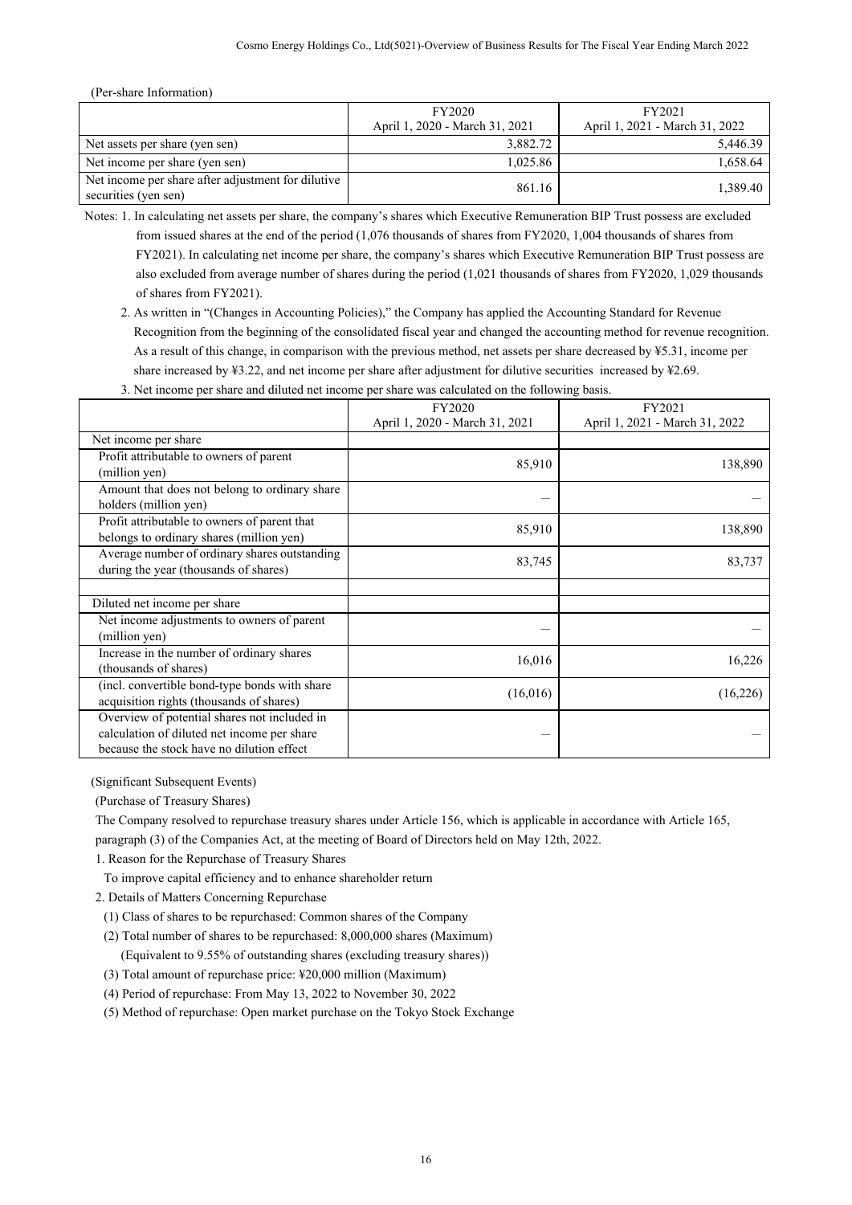(Per-share Information)

| | FY2020<br>April 1, 2020 - March 31, 2021 | FY2021<br>April 1, 2021 - March 31, 2022 |
|---|---|---|
| Net assets per share (yen sen) | 3,882.72 | 5,446.39 |
| Net income per share (yen sen) | 1,025.86 | 1,658.64 |
| Net income per share after adjustment for dilutive securities (yen sen) | 861.16 | 1,389.40 |

Notes: 1. In calculating net assets per share, the company's shares which Executive Remuneration BIP Trust possess are excluded from issued shares at the end of the period (1,076 thousands of shares from FY2020, 1,004 thousands of shares from FY2021). In calculating net income per share, the company's shares which Executive Remuneration BIP Trust possess are also excluded from average number of shares during the period (1,021 thousands of shares from FY2020, 1,029 thousands of shares from FY2021).

2. As written in "(Changes in Accounting Policies)," the Company has applied the Accounting Standard for Revenue Recognition from the beginning of the consolidated fiscal year and changed the accounting method for revenue recognition. As a result of this change, in comparison with the previous method, net assets per share decreased by ¥5.31, income per share increased by ¥3.22, and net income per share after adjustment for dilutive securities increased by ¥2.69.

3. Net income per share and diluted net income per share was calculated on the following basis.

| | FY2020<br>April 1, 2020 - March 31, 2021 | FY2021<br>April 1, 2021 - March 31, 2022 |
|---|---|---|
| Net income per share | | |
| Profit attributable to owners of parent (million yen) | 85,910 | 138,890 |
| Amount that does not belong to ordinary share holders (million yen) | — | — |
| Profit attributable to owners of parent that belongs to ordinary shares (million yen) | 85,910 | 138,890 |
| Average number of ordinary shares outstanding during the year (thousands of shares) | 83,745 | 83,737 |
| | | |
| Diluted net income per share | | |
| Net income adjustments to owners of parent (million yen) | — | — |
| Increase in the number of ordinary shares (thousands of shares) | 16,016 | 16,226 |
| (incl. convertible bond-type bonds with share acquisition rights (thousands of shares) | (16,016) | (16,226) |
| Overview of potential shares not included in calculation of diluted net income per share because the stock have no dilution effect | — | — |

(Significant Subsequent Events)

(Purchase of Treasury Shares)

The Company resolved to repurchase treasury shares under Article 156, which is applicable in accordance with Article 165, paragraph (3) of the Companies Act, at the meeting of Board of Directors held on May 12th, 2022.

1. Reason for the Repurchase of Treasury Shares

To improve capital efficiency and to enhance shareholder return

2. Details of Matters Concerning Repurchase

(1) Class of shares to be repurchased: Common shares of the Company

(2) Total number of shares to be repurchased: 8,000,000 shares (Maximum)
(Equivalent to 9.55% of outstanding shares (excluding treasury shares))

(3) Total amount of repurchase price: ¥20,000 million (Maximum)

(4) Period of repurchase: From May 13, 2022 to November 30, 2022

(5) Method of repurchase: Open market purchase on the Tokyo Stock Exchange